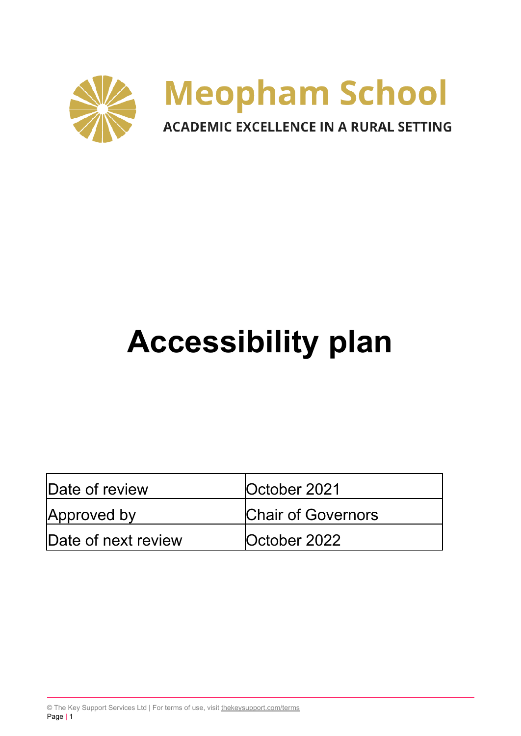Meopham School

ACADEMIC EXCELLENCE IN A RURAL SETTING

# Accessibility plan

| Date of review | October 2021 |
|---|---|
| Approved by | Chair of Governors |
| Date of next review | October 2022 |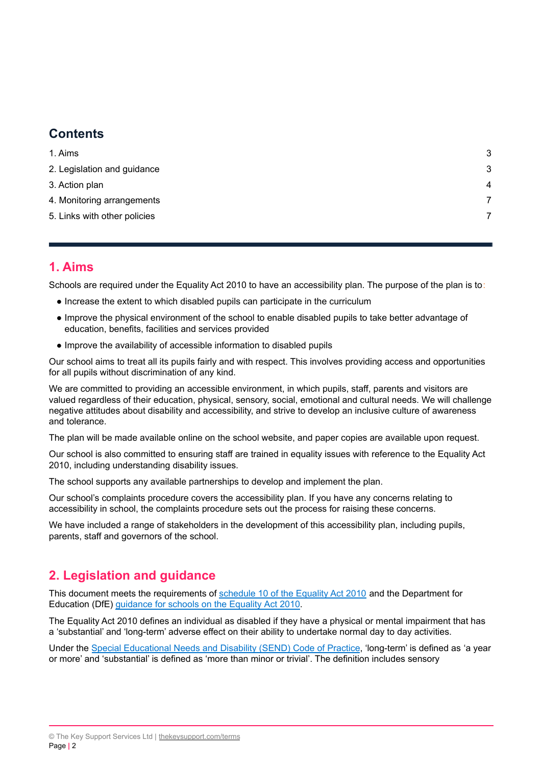## Contents

1. Aims 3
2. Legislation and guidance 3
3. Action plan 4
4. Monitoring arrangements 7
5. Links with other policies 7

## 1. Aims

Schools are required under the Equality Act 2010 to have an accessibility plan. The purpose of the plan is to:

- Increase the extent to which disabled pupils can participate in the curriculum
- Improve the physical environment of the school to enable disabled pupils to take better advantage of education, benefits, facilities and services provided
- Improve the availability of accessible information to disabled pupils

Our school aims to treat all its pupils fairly and with respect. This involves providing access and opportunities for all pupils without discrimination of any kind.

We are committed to providing an accessible environment, in which pupils, staff, parents and visitors are valued regardless of their education, physical, sensory, social, emotional and cultural needs. We will challenge negative attitudes about disability and accessibility, and strive to develop an inclusive culture of awareness and tolerance.

The plan will be made available online on the school website, and paper copies are available upon request.

Our school is also committed to ensuring staff are trained in equality issues with reference to the Equality Act 2010, including understanding disability issues.

The school supports any available partnerships to develop and implement the plan.

Our school's complaints procedure covers the accessibility plan. If you have any concerns relating to accessibility in school, the complaints procedure sets out the process for raising these concerns.

We have included a range of stakeholders in the development of this accessibility plan, including pupils, parents, staff and governors of the school.

## 2. Legislation and guidance

This document meets the requirements of schedule 10 of the Equality Act 2010 and the Department for Education (DfE) guidance for schools on the Equality Act 2010.

The Equality Act 2010 defines an individual as disabled if they have a physical or mental impairment that has a 'substantial' and 'long-term' adverse effect on their ability to undertake normal day to day activities.

Under the Special Educational Needs and Disability (SEND) Code of Practice, 'long-term' is defined as 'a year or more' and 'substantial' is defined as 'more than minor or trivial'. The definition includes sensory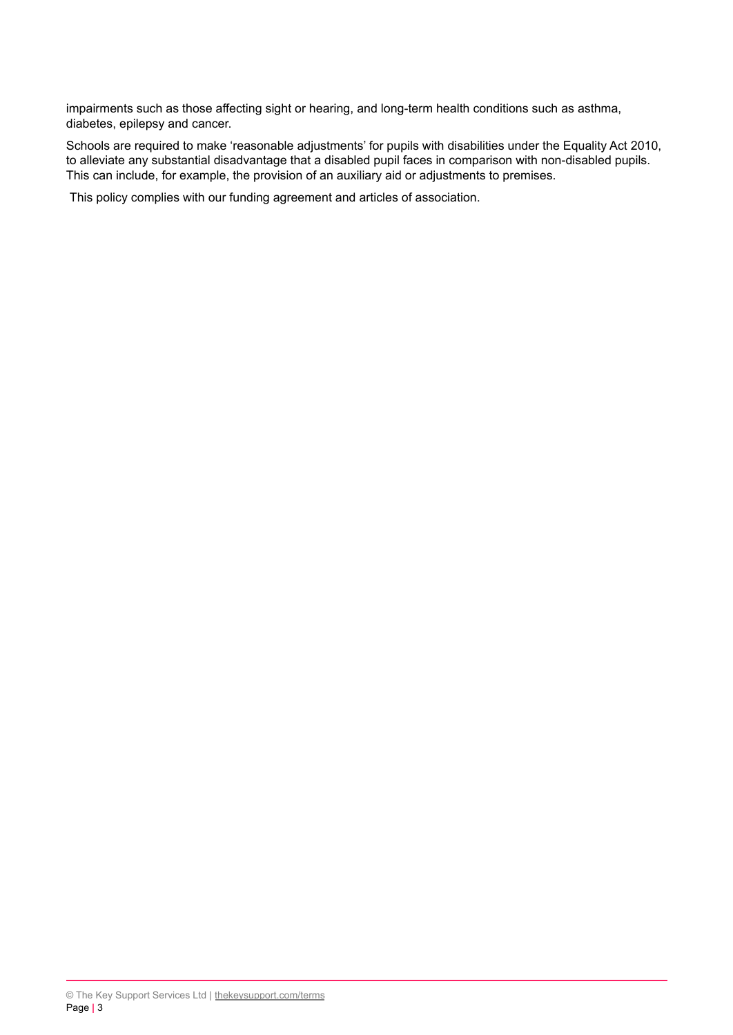impairments such as those affecting sight or hearing, and long-term health conditions such as asthma, diabetes, epilepsy and cancer.

Schools are required to make 'reasonable adjustments' for pupils with disabilities under the Equality Act 2010, to alleviate any substantial disadvantage that a disabled pupil faces in comparison with non-disabled pupils. This can include, for example, the provision of an auxiliary aid or adjustments to premises.

This policy complies with our funding agreement and articles of association.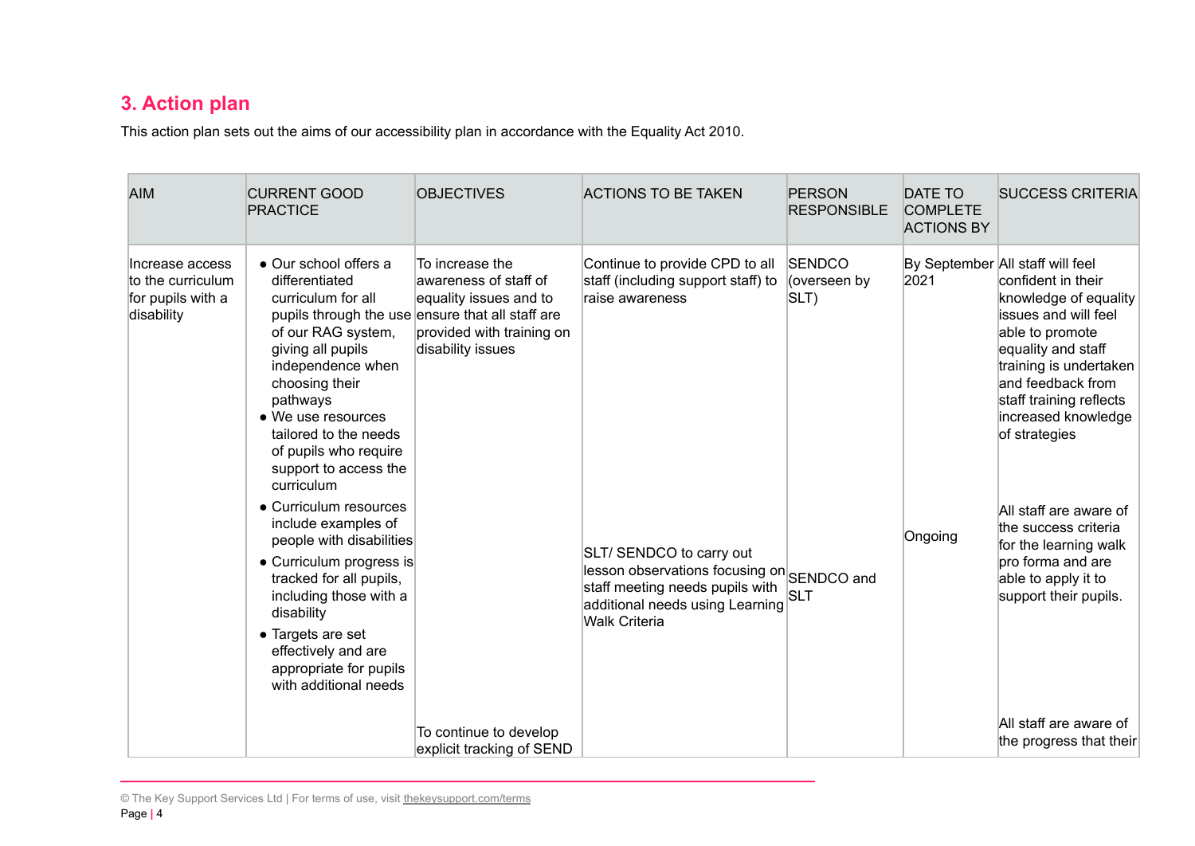## 3. Action plan

This action plan sets out the aims of our accessibility plan in accordance with the Equality Act 2010.

| AIM | CURRENT GOOD PRACTICE | OBJECTIVES | ACTIONS TO BE TAKEN | PERSON RESPONSIBLE | DATE TO COMPLETE ACTIONS BY | SUCCESS CRITERIA |
|---|---|---|---|---|---|---|
| Increase access to the curriculum for pupils with a disability | • Our school offers a differentiated curriculum for all pupils through the use of our RAG system, giving all pupils independence when choosing their pathways<br>• We use resources tailored to the needs of pupils who require support to access the curriculum<br>• Curriculum resources include examples of people with disabilities<br>• Curriculum progress is tracked for all pupils, including those with a disability<br>• Targets are set effectively and are appropriate for pupils with additional needs | To increase the awareness of staff of equality issues and to ensure that all staff are provided with training on disability issues | Continue to provide CPD to all staff (including support staff) to raise awareness | SENDCO (overseen by SLT) | By September 2021 | All staff will feel confident in their knowledge of equality issues and will feel able to promote equality and staff training is undertaken and feedback from staff training reflects increased knowledge of strategies |
| | | | SLT/ SENDCO to carry out lesson observations focusing on staff meeting needs pupils with additional needs using Learning Walk Criteria | SENDCO and SLT | Ongoing | All staff are aware of the success criteria for the learning walk pro forma and are able to apply it to support their pupils. |
| | | To continue to develop explicit tracking of SEND | | | | All staff are aware of the progress that their |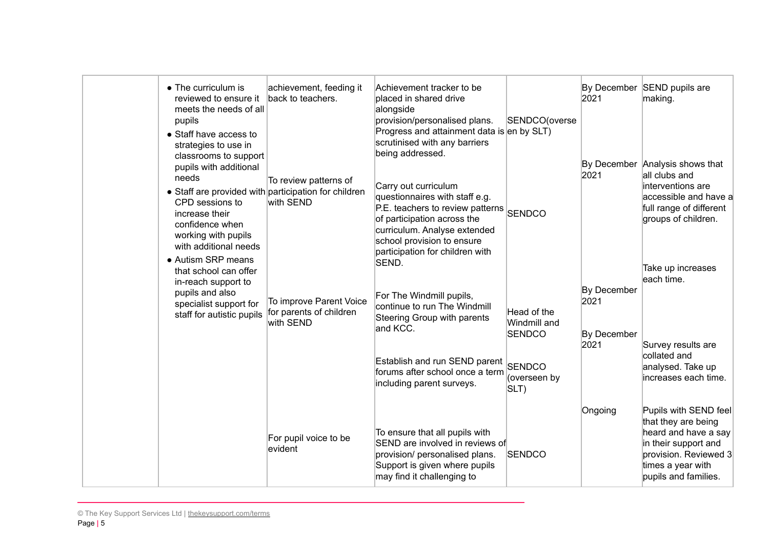| | | | | | | |
|---|---|---|---|---|---|---|
| | • The curriculum is reviewed to ensure it meets the needs of all pupils<br>• Staff have access to strategies to use in classrooms to support pupils with additional needs<br>• Staff are provided with CPD sessions to increase their confidence when working with pupils with additional needs<br>• Autism SRP means that school can offer in-reach support to pupils and also specialist support for staff for autistic pupils | achievement, feeding it back to teachers. | Achievement tracker to be placed in shared drive alongside provision/personalised plans. Progress and attainment data is scrutinised with any barriers being addressed. | SENDCO(overseen by SLT) | By December 2021 | SEND pupils are making. |
| | | To review patterns of participation for children with SEND | Carry out curriculum questionnaires with staff e.g. P.E. teachers to review patterns of participation across the curriculum. Analyse extended school provision to ensure participation for children with SEND. | SENDCO | By December 2021 | Analysis shows that all clubs and interventions are accessible and have a full range of different groups of children. |
| | | To improve Parent Voice for parents of children with SEND | For The Windmill pupils, continue to run The Windmill Steering Group with parents and KCC. | Head of the Windmill and SENDCO | By December 2021 | Take up increases each time. |
| | | | Establish and run SEND parent forums after school once a term including parent surveys. | SENDCO (overseen by SLT) | By December 2021 | Survey results are collated and analysed. Take up increases each time. |
| | | For pupil voice to be evident | To ensure that all pupils with SEND are involved in reviews of provision/ personalised plans. Support is given where pupils may find it challenging to | SENDCO | Ongoing | Pupils with SEND feel that they are being heard and have a say in their support and provision. Reviewed 3 times a year with pupils and families. |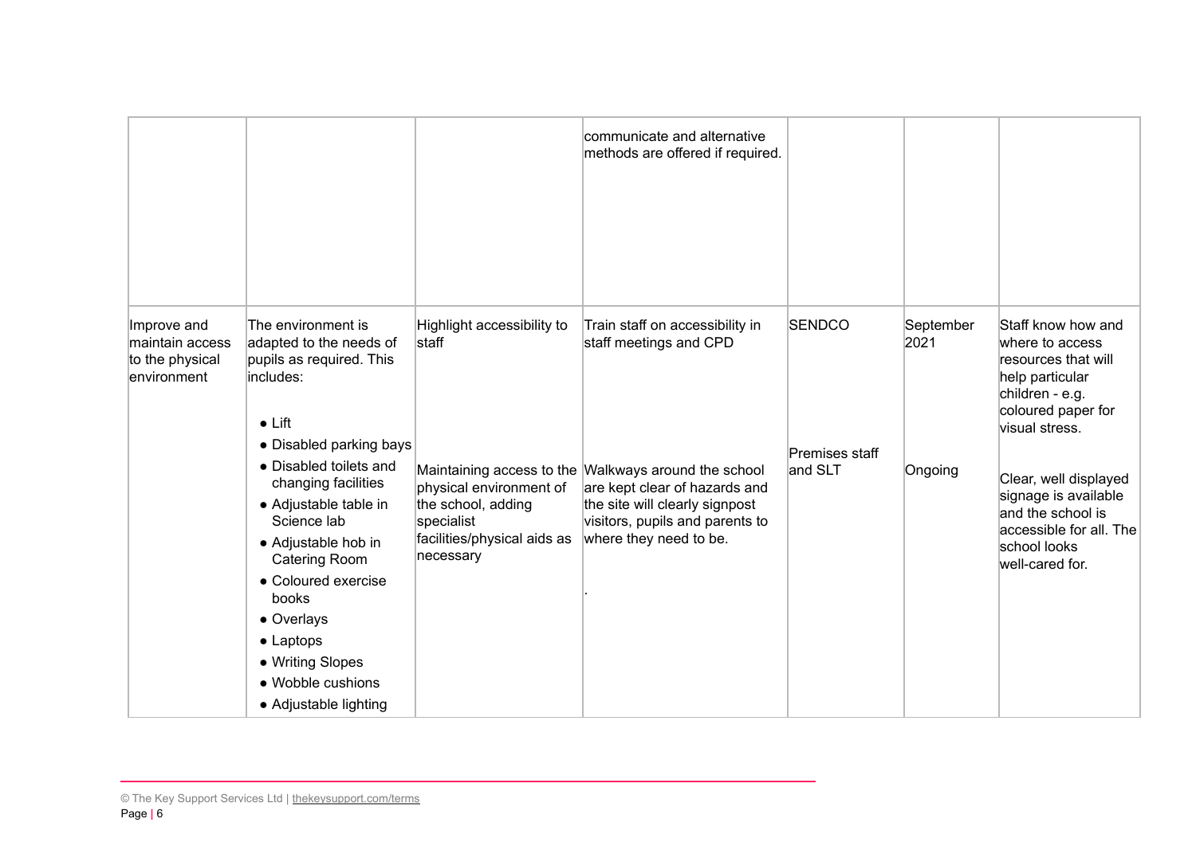| | | | | | | |
|---|---|---|---|---|---|---|
| | | | communicate and alternative methods are offered if required. | | | |
| Improve and maintain access to the physical environment | The environment is adapted to the needs of pupils as required. This includes:<br><br>• Lift<br>• Disabled parking bays<br>• Disabled toilets and changing facilities<br>• Adjustable table in Science lab<br>• Adjustable hob in Catering Room<br>• Coloured exercise books<br>• Overlays<br>• Laptops<br>• Writing Slopes<br>• Wobble cushions<br>• Adjustable lighting | Highlight accessibility to staff<br><br>Maintaining access to the physical environment of the school, adding specialist facilities/physical aids as necessary | Train staff on accessibility in staff meetings and CPD<br><br>Walkways around the school are kept clear of hazards and the site will clearly signpost visitors, pupils and parents to where they need to be.<br><br>. | SENDCO<br><br>Premises staff and SLT | September 2021<br><br>Ongoing | Staff know how and where to access resources that will help particular children - e.g. coloured paper for visual stress.<br><br>Clear, well displayed signage is available and the school is accessible for all. The school looks well-cared for. |

© The Key Support Services Ltd | thekeysupport.com/terms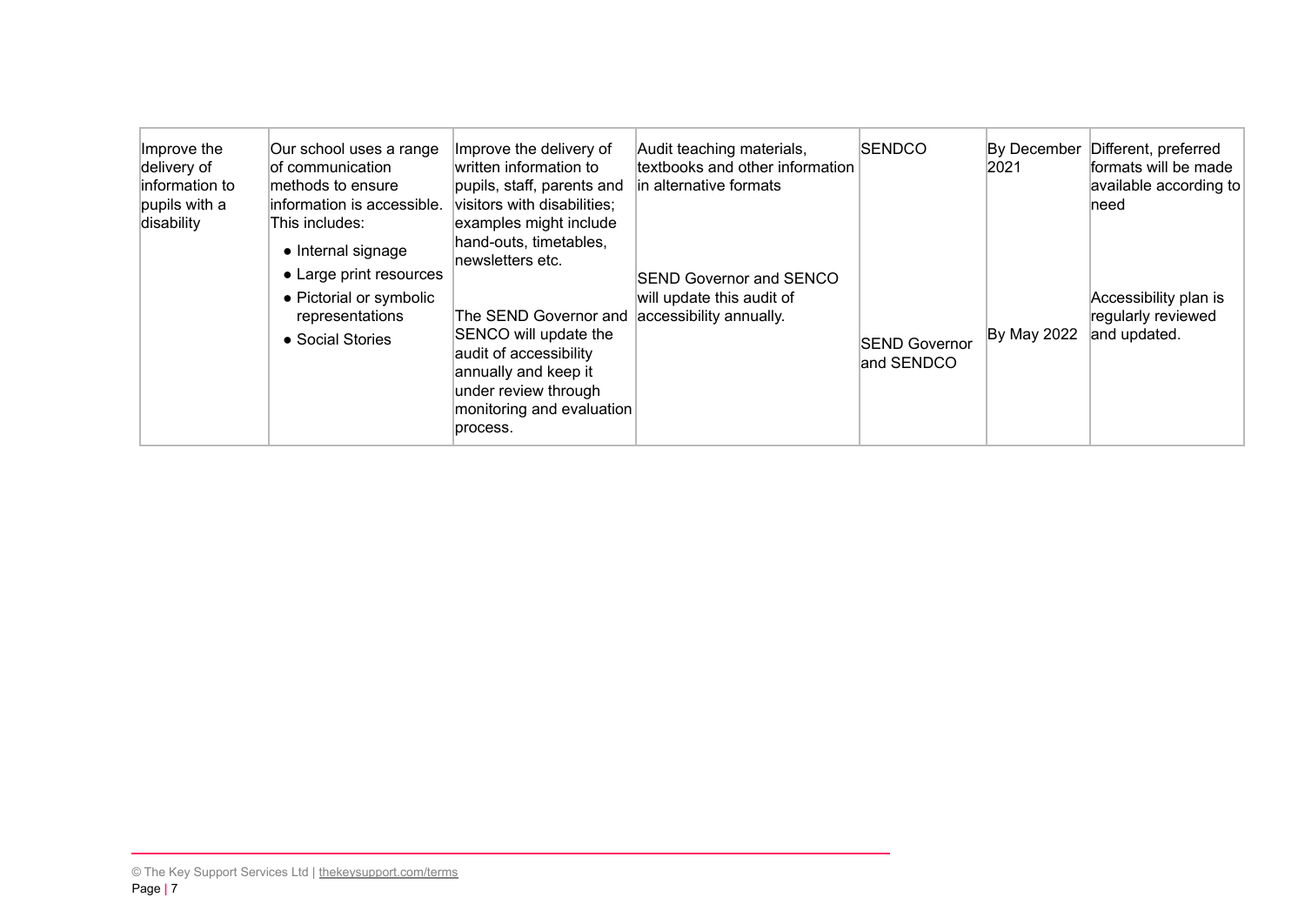| Improve the delivery of information to pupils with a disability | Our school uses a range of communication methods to ensure information is accessible. This includes:<br>• Internal signage<br>• Large print resources<br>• Pictorial or symbolic representations<br>• Social Stories | Improve the delivery of written information to pupils, staff, parents and visitors with disabilities; examples might include hand-outs, timetables, newsletters etc.<br><br>The SEND Governor and SENCO will update the audit of accessibility annually and keep it under review through monitoring and evaluation process. | Audit teaching materials, textbooks and other information in alternative formats<br><br>SEND Governor and SENCO will update this audit of accessibility annually. | SENDCO<br><br>SEND Governor and SENDCO | By December 2021<br><br>By May 2022 | Different, preferred formats will be made available according to need<br><br>Accessibility plan is regularly reviewed and updated. |
|---|---|---|---|---|---|---|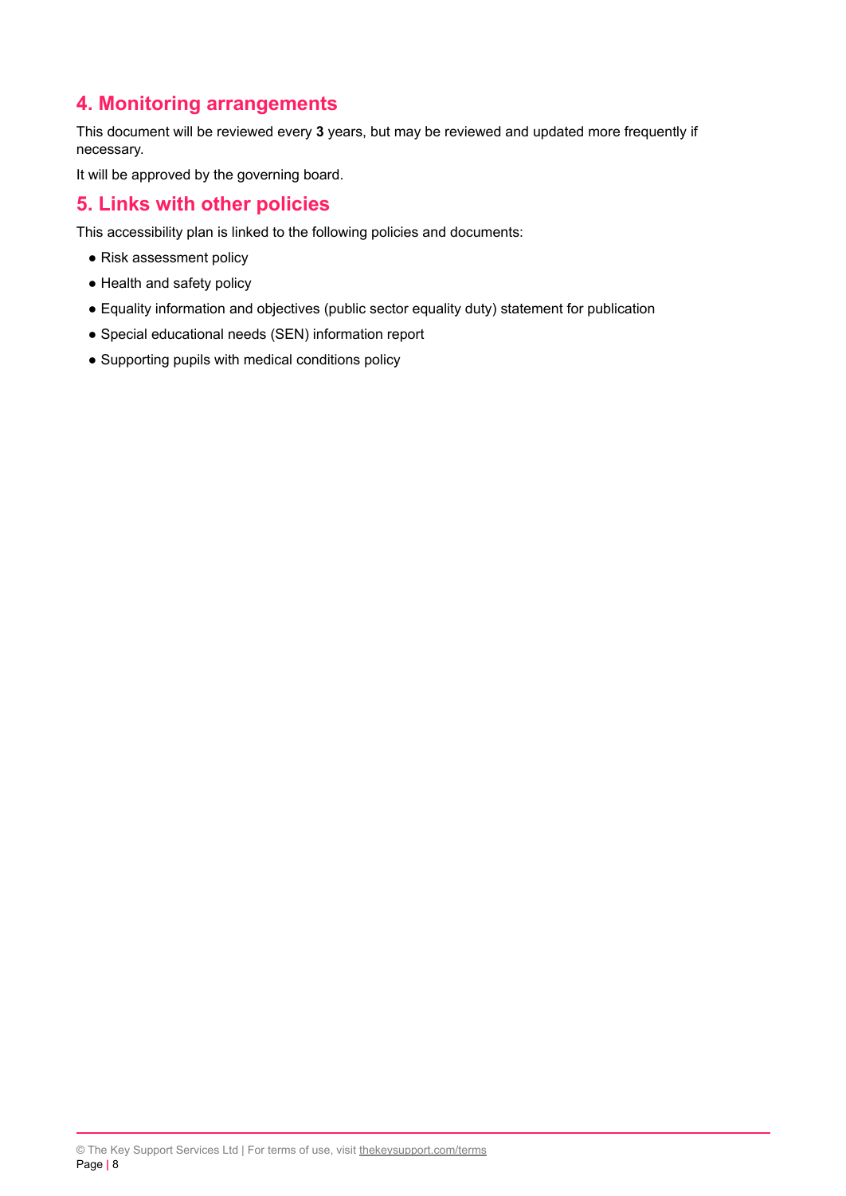## 4. Monitoring arrangements

This document will be reviewed every **3** years, but may be reviewed and updated more frequently if necessary.

It will be approved by the governing board.

## 5. Links with other policies

This accessibility plan is linked to the following policies and documents:

- Risk assessment policy
- Health and safety policy
- Equality information and objectives (public sector equality duty) statement for publication
- Special educational needs (SEN) information report
- Supporting pupils with medical conditions policy